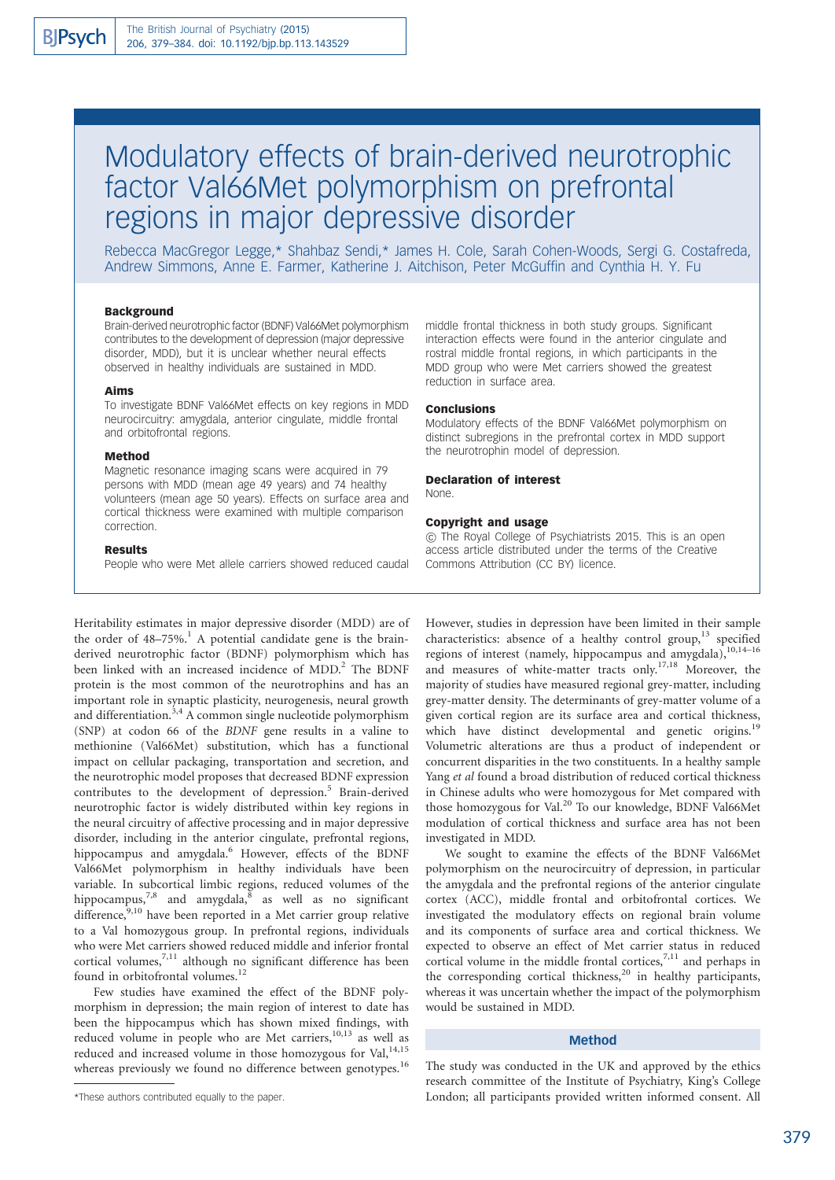# Modulatory effects of brain-derived neurotrophic factor Val66Met polymorphism on prefrontal regions in major depressive disorder

Rebecca MacGregor Legge,* Shahbaz Sendi,* James H. Cole, Sarah Cohen-Woods, Sergi G. Costafreda, Andrew Simmons, Anne E. Farmer, Katherine J. Aitchison, Peter McGuffin and Cynthia H. Y. Fu

### Background

Brain-derived neurotrophic factor (BDNF) Val66Met polymorphism contributes to the development of depression (major depressive disorder, MDD), but it is unclear whether neural effects observed in healthy individuals are sustained in MDD.

### Aims

To investigate BDNF Val66Met effects on key regions in MDD neurocircuitry: amygdala, anterior cingulate, middle frontal and orbitofrontal regions.

### Method

Magnetic resonance imaging scans were acquired in 79 persons with MDD (mean age 49 years) and 74 healthy volunteers (mean age 50 years). Effects on surface area and cortical thickness were examined with multiple comparison correction.

### Results

People who were Met allele carriers showed reduced caudal middle frontal thickness in both study groups. Significant interaction effects were found in the anterior cingulate and rostral middle frontal regions, in which participants in the MDD group who were Met carriers showed the greatest reduction in surface area.

### Conclusions

Modulatory effects of the BDNF Val66Met polymorphism on distinct subregions in the prefrontal cortex in MDD support the neurotrophin model of depression.

### Declaration of interest

None.

### Copyright and usage

© The Royal College of Psychiatrists 2015. This is an open access article distributed under the terms of the Creative Commons Attribution (CC BY) licence.

Heritability estimates in major depressive disorder (MDD) are of the order of 48–75%.[1] A potential candidate gene is the brain-derived neurotrophic factor (BDNF) polymorphism which has been linked with an increased incidence of MDD.[2] The BDNF protein is the most common of the neurotrophins and has an important role in synaptic plasticity, neurogenesis, neural growth and differentiation.[3,4] A common single nucleotide polymorphism (SNP) at codon 66 of the *BDNF* gene results in a valine to methionine (Val66Met) substitution, which has a functional impact on cellular packaging, transportation and secretion, and the neurotrophic model proposes that decreased BDNF expression contributes to the development of depression.[5] Brain-derived neurotrophic factor is widely distributed within key regions in the neural circuitry of affective processing and in major depressive disorder, including in the anterior cingulate, prefrontal regions, hippocampus and amygdala.[6] However, effects of the BDNF Val66Met polymorphism in healthy individuals have been variable. In subcortical limbic regions, reduced volumes of the hippocampus,[7,8] and amygdala,[8] as well as no significant difference,[9,10] have been reported in a Met carrier group relative to a Val homozygous group. In prefrontal regions, individuals who were Met carriers showed reduced middle and inferior frontal cortical volumes,[7,11] although no significant difference has been found in orbitofrontal volumes.[12]

Few studies have examined the effect of the BDNF polymorphism in depression; the main region of interest to date has been the hippocampus which has shown mixed findings, with reduced volume in people who are Met carriers,[10,13] as well as reduced and increased volume in those homozygous for Val,[14,15] whereas previously we found no difference between genotypes.[16] However, studies in depression have been limited in their sample characteristics: absence of a healthy control group,[13] specified regions of interest (namely, hippocampus and amygdala),[10,14–16] and measures of white-matter tracts only.[17,18] Moreover, the majority of studies have measured regional grey-matter, including grey-matter density. The determinants of grey-matter volume of a given cortical region are its surface area and cortical thickness, which have distinct developmental and genetic origins.[19] Volumetric alterations are thus a product of independent or concurrent disparities in the two constituents. In a healthy sample Yang *et al* found a broad distribution of reduced cortical thickness in Chinese adults who were homozygous for Met compared with those homozygous for Val.[20] To our knowledge, BDNF Val66Met modulation of cortical thickness and surface area has not been investigated in MDD.

We sought to examine the effects of the BDNF Val66Met polymorphism on the neurocircuitry of depression, in particular the amygdala and the prefrontal regions of the anterior cingulate cortex (ACC), middle frontal and orbitofrontal cortices. We investigated the modulatory effects on regional brain volume and its components of surface area and cortical thickness. We expected to observe an effect of Met carrier status in reduced cortical volume in the middle frontal cortices,[7,11] and perhaps in the corresponding cortical thickness,[20] in healthy participants, whereas it was uncertain whether the impact of the polymorphism would be sustained in MDD.

## Method

The study was conducted in the UK and approved by the ethics research committee of the Institute of Psychiatry, King's College London; all participants provided written informed consent. All

*These authors contributed equally to the paper.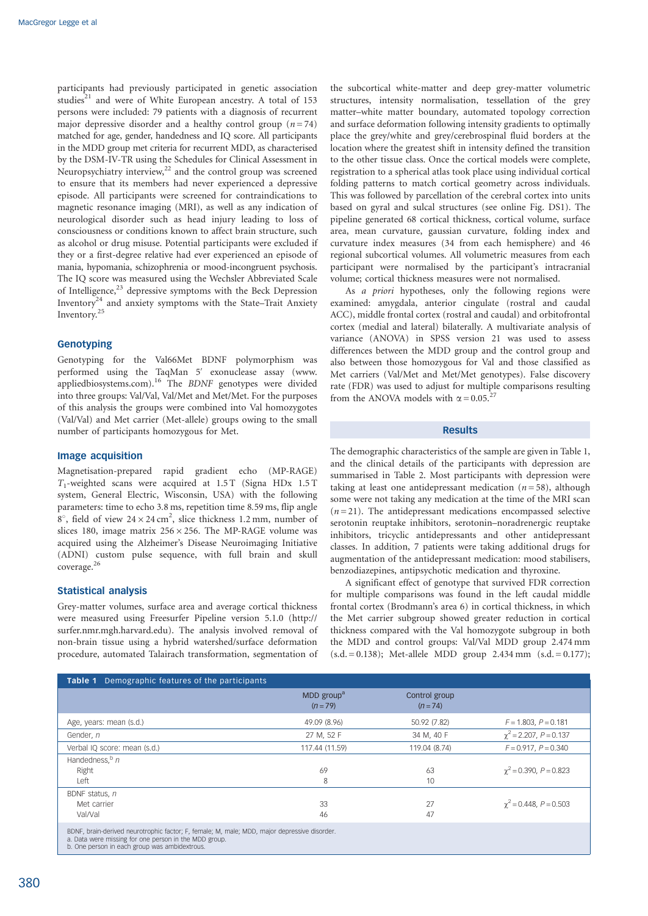participants had previously participated in genetic association studies[21] and were of White European ancestry. A total of 153 persons were included: 79 patients with a diagnosis of recurrent major depressive disorder and a healthy control group ($n = 74$) matched for age, gender, handedness and IQ score. All participants in the MDD group met criteria for recurrent MDD, as characterised by the DSM-IV-TR using the Schedules for Clinical Assessment in Neuropsychiatry interview,[22] and the control group was screened to ensure that its members had never experienced a depressive episode. All participants were screened for contraindications to magnetic resonance imaging (MRI), as well as any indication of neurological disorder such as head injury leading to loss of consciousness or conditions known to affect brain structure, such as alcohol or drug misuse. Potential participants were excluded if they or a first-degree relative had ever experienced an episode of mania, hypomania, schizophrenia or mood-incongruent psychosis. The IQ score was measured using the Wechsler Abbreviated Scale of Intelligence,[23] depressive symptoms with the Beck Depression Inventory[24] and anxiety symptoms with the State–Trait Anxiety Inventory.[25]

### Genotyping

Genotyping for the Val66Met BDNF polymorphism was performed using the TaqMan 5′ exonuclease assay (www.appliedbiosystems.com).[16] The *BDNF* genotypes were divided into three groups: Val/Val, Val/Met and Met/Met. For the purposes of this analysis the groups were combined into Val homozygotes (Val/Val) and Met carrier (Met-allele) groups owing to the small number of participants homozygous for Met.

### Image acquisition

Magnetisation-prepared rapid gradient echo (MP-RAGE) $T_1$-weighted scans were acquired at 1.5 T (Signa HDx 1.5 T system, General Electric, Wisconsin, USA) with the following parameters: time to echo 3.8 ms, repetition time 8.59 ms, flip angle 8°, field of view $24 \times 24\,\text{cm}^2$, slice thickness 1.2 mm, number of slices 180, image matrix $256 \times 256$. The MP-RAGE volume was acquired using the Alzheimer's Disease Neuroimaging Initiative (ADNI) custom pulse sequence, with full brain and skull coverage.[26]

### Statistical analysis

Grey-matter volumes, surface area and average cortical thickness were measured using Freesurfer Pipeline version 5.1.0 (http://surfer.nmr.mgh.harvard.edu). The analysis involved removal of non-brain tissue using a hybrid watershed/surface deformation procedure, automated Talairach transformation, segmentation of the subcortical white-matter and deep grey-matter volumetric structures, intensity normalisation, tessellation of the grey matter–white matter boundary, automated topology correction and surface deformation following intensity gradients to optimally place the grey/white and grey/cerebrospinal fluid borders at the location where the greatest shift in intensity defined the transition to the other tissue class. Once the cortical models were complete, registration to a spherical atlas took place using individual cortical folding patterns to match cortical geometry across individuals. This was followed by parcellation of the cerebral cortex into units based on gyral and sulcal structures (see online Fig. DS1). The pipeline generated 68 cortical thickness, cortical volume, surface area, mean curvature, gaussian curvature, folding index and curvature index measures (34 from each hemisphere) and 46 regional subcortical volumes. All volumetric measures from each participant were normalised by the participant's intracranial volume; cortical thickness measures were not normalised.

As *a priori* hypotheses, only the following regions were examined: amygdala, anterior cingulate (rostral and caudal ACC), middle frontal cortex (rostral and caudal) and orbitofrontal cortex (medial and lateral) bilaterally. A multivariate analysis of variance (ANOVA) in SPSS version 21 was used to assess differences between the MDD group and the control group and also between those homozygous for Val and those classified as Met carriers (Val/Met and Met/Met genotypes). False discovery rate (FDR) was used to adjust for multiple comparisons resulting from the ANOVA models with $\alpha = 0.05$.[27]

## Results

The demographic characteristics of the sample are given in Table 1, and the clinical details of the participants with depression are summarised in Table 2. Most participants with depression were taking at least one antidepressant medication ($n = 58$), although some were not taking any medication at the time of the MRI scan ($n = 21$). The antidepressant medications encompassed selective serotonin reuptake inhibitors, serotonin–noradrenergic reuptake inhibitors, tricyclic antidepressants and other antidepressant classes. In addition, 7 patients were taking additional drugs for augmentation of the antidepressant medication: mood stabilisers, benzodiazepines, antipsychotic medication and thyroxine.

A significant effect of genotype that survived FDR correction for multiple comparisons was found in the left caudal middle frontal cortex (Brodmann's area 6) in cortical thickness, in which the Met carrier subgroup showed greater reduction in cortical thickness compared with the Val homozygote subgroup in both the MDD and control groups: Val/Val MDD group 2.474 mm (s.d. = 0.138); Met-allele MDD group 2.434 mm (s.d. = 0.177);

**Table 1** Demographic features of the participants

| | MDD group[a] ($n = 79$) | Control group ($n = 74$) | |
|---|---|---|---|
| Age, years: mean (s.d.) | 49.09 (8.96) | 50.92 (7.82) | $F = 1.803$, $P = 0.181$ |
| Gender, $n$ | 27 M, 52 F | 34 M, 40 F | $\chi^2 = 2.207$, $P = 0.137$ |
| Verbal IQ score: mean (s.d.) | 117.44 (11.59) | 119.04 (8.74) | $F = 0.917$, $P = 0.340$ |
| Handedness,[b] $n$ | | | |
| Right | 69 | 63 | $\chi^2 = 0.390$, $P = 0.823$ |
| Left | 8 | 10 | |
| BDNF status, $n$ | | | |
| Met carrier | 33 | 27 | $\chi^2 = 0.448$, $P = 0.503$ |
| Val/Val | 46 | 47 | |

BDNF, brain-derived neurotrophic factor; F, female; M, male; MDD, major depressive disorder.
a. Data were missing for one person in the MDD group.
b. One person in each group was ambidextrous.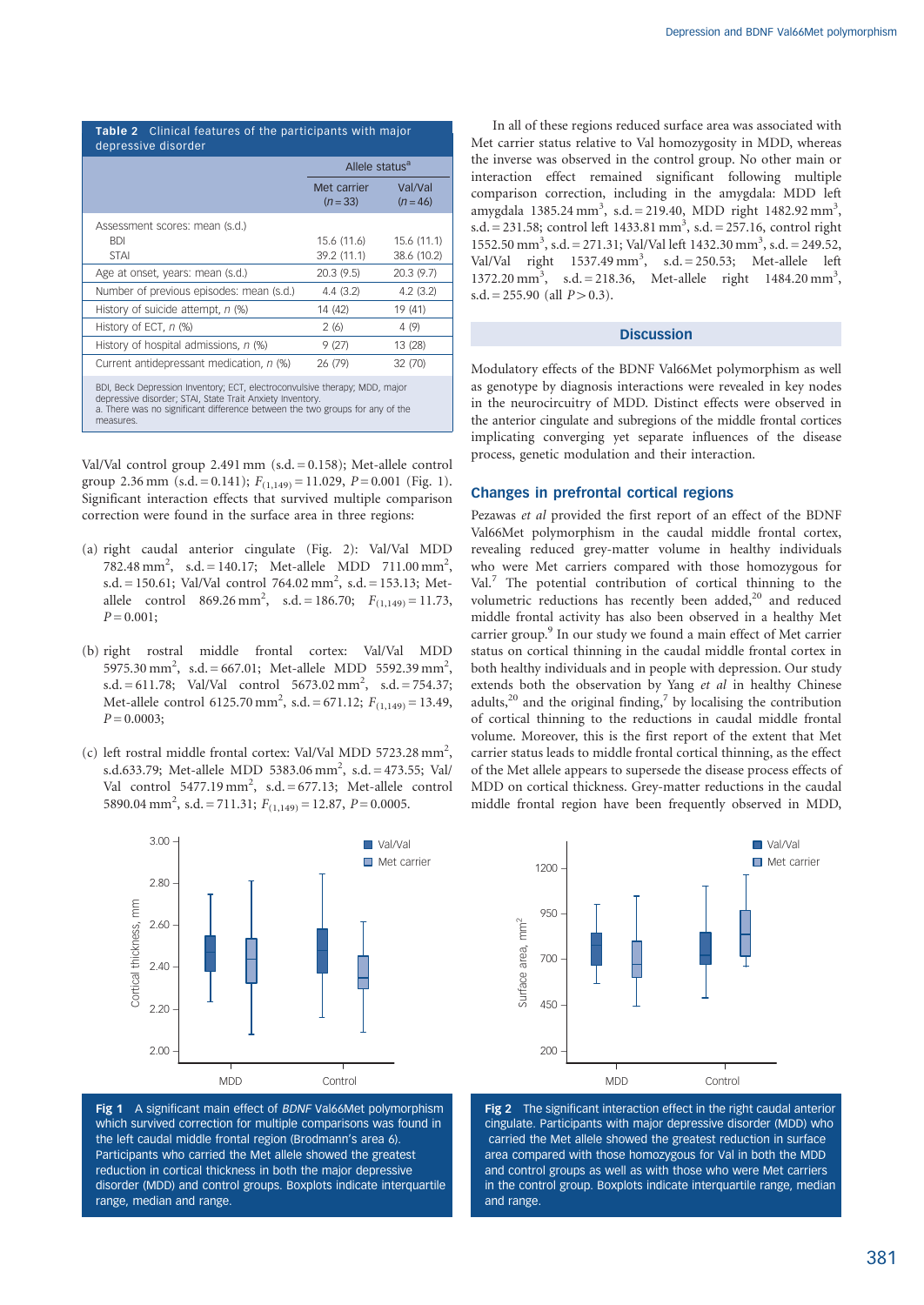**Table 2** Clinical features of the participants with major depressive disorder

| | Allele status[a] | |
|---|---|---|
| | Met carrier ($n = 33$) | Val/Val ($n = 46$) |
| Assessment scores: mean (s.d.) | | |
| BDI | 15.6 (11.6) | 15.6 (11.1) |
| STAI | 39.2 (11.1) | 38.6 (10.2) |
| Age at onset, years: mean (s.d.) | 20.3 (9.5) | 20.3 (9.7) |
| Number of previous episodes: mean (s.d.) | 4.4 (3.2) | 4.2 (3.2) |
| History of suicide attempt, n (%) | 14 (42) | 19 (41) |
| History of ECT, n (%) | 2 (6) | 4 (9) |
| History of hospital admissions, n (%) | 9 (27) | 13 (28) |
| Current antidepressant medication, n (%) | 26 (79) | 32 (70) |

BDI, Beck Depression Inventory; ECT, electroconvulsive therapy; MDD, major depressive disorder; STAI, State Trait Anxiety Inventory.
a. There was no significant difference between the two groups for any of the measures.

Val/Val control group 2.491 mm (s.d. = 0.158); Met-allele control group 2.36 mm (s.d. = 0.141); $F_{(1,149)} = 11.029$, $P = 0.001$ (Fig. 1). Significant interaction effects that survived multiple comparison correction were found in the surface area in three regions:

(a) right caudal anterior cingulate (Fig. 2): Val/Val MDD 782.48 mm$^2$, s.d. = 140.17; Met-allele MDD 711.00 mm$^2$, s.d. = 150.61; Val/Val control 764.02 mm$^2$, s.d. = 153.13; Met-allele control 869.26 mm$^2$, s.d. = 186.70; $F_{(1,149)} = 11.73$, $P = 0.001$;

(b) right rostral middle frontal cortex: Val/Val MDD 5975.30 mm$^2$, s.d. = 667.01; Met-allele MDD 5592.39 mm$^2$, s.d. = 611.78; Val/Val control 5673.02 mm$^2$, s.d. = 754.37; Met-allele control 6125.70 mm$^2$, s.d. = 671.12; $F_{(1,149)} = 13.49$, $P = 0.0003$;

(c) left rostral middle frontal cortex: Val/Val MDD 5723.28 mm$^2$, s.d.633.79; Met-allele MDD 5383.06 mm$^2$, s.d. = 473.55; Val/Val control 5477.19 mm$^2$, s.d. = 677.13; Met-allele control 5890.04 mm$^2$, s.d. = 711.31; $F_{(1,149)} = 12.87$, $P = 0.0005$.

In all of these regions reduced surface area was associated with Met carrier status relative to Val homozygosity in MDD, whereas the inverse was observed in the control group. No other main or interaction effect remained significant following multiple comparison correction, including in the amygdala: MDD left amygdala 1385.24 mm$^3$, s.d. = 219.40, MDD right 1482.92 mm$^3$, s.d. = 231.58; control left 1433.81 mm$^3$, s.d. = 257.16, control right 1552.50 mm$^3$, s.d. = 271.31; Val/Val left 1432.30 mm$^3$, s.d. = 249.52, Val/Val right 1537.49 mm$^3$, s.d. = 250.53; Met-allele left 1372.20 mm$^3$, s.d. = 218.36, Met-allele right 1484.20 mm$^3$, s.d. = 255.90 (all $P > 0.3$).

## Discussion

Modulatory effects of the BDNF Val66Met polymorphism as well as genotype by diagnosis interactions were revealed in key nodes in the neurocircuitry of MDD. Distinct effects were observed in the anterior cingulate and subregions of the middle frontal cortices implicating converging yet separate influences of the disease process, genetic modulation and their interaction.

### Changes in prefrontal cortical regions

Pezawas *et al* provided the first report of an effect of the BDNF Val66Met polymorphism in the caudal middle frontal cortex, revealing reduced grey-matter volume in healthy individuals who were Met carriers compared with those homozygous for Val.[7] The potential contribution of cortical thinning to the volumetric reductions has recently been added,[20] and reduced middle frontal activity has also been observed in a healthy Met carrier group.[9] In our study we found a main effect of Met carrier status on cortical thinning in the caudal middle frontal cortex in both healthy individuals and in people with depression. Our study extends both the observation by Yang *et al* in healthy Chinese adults,[20] and the original finding,[7] by localising the contribution of cortical thinning to the reductions in caudal middle frontal volume. Moreover, this is the first report of the extent that Met carrier status leads to middle frontal cortical thinning, as the effect of the Met allele appears to supersede the disease process effects of MDD on cortical thickness. Grey-matter reductions in the caudal middle frontal region have been frequently observed in MDD,

**Fig 1** A significant main effect of *BDNF* Val66Met polymorphism which survived correction for multiple comparisons was found in the left caudal middle frontal region (Brodmann's area 6). Participants who carried the Met allele showed the greatest reduction in cortical thickness in both the major depressive disorder (MDD) and control groups. Boxplots indicate interquartile range, median and range.

**Fig 2** The significant interaction effect in the right caudal anterior cingulate. Participants with major depressive disorder (MDD) who carried the Met allele showed the greatest reduction in surface area compared with those homozygous for Val in both the MDD and control groups as well as with those who were Met carriers in the control group. Boxplots indicate interquartile range, median and range.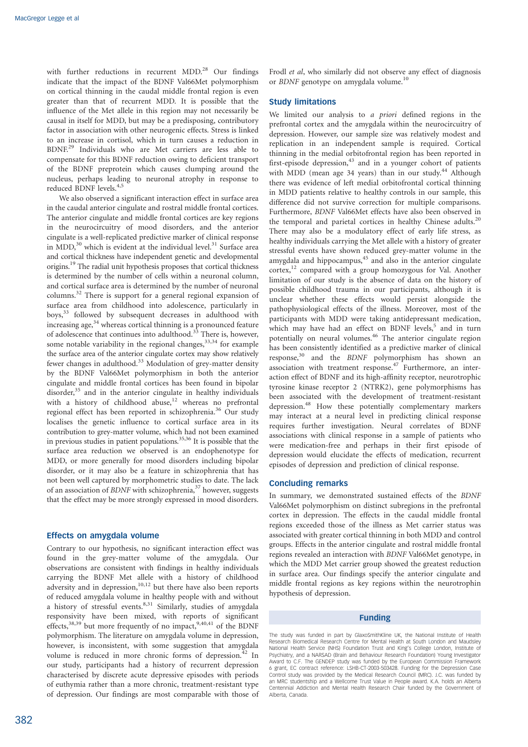with further reductions in recurrent MDD.[28] Our findings indicate that the impact of the BDNF Val66Met polymorphism on cortical thinning in the caudal middle frontal region is even greater than that of recurrent MDD. It is possible that the influence of the Met allele in this region may not necessarily be causal in itself for MDD, but may be a predisposing, contributory factor in association with other neurogenic effects. Stress is linked to an increase in cortisol, which in turn causes a reduction in BDNF.[29] Individuals who are Met carriers are less able to compensate for this BDNF reduction owing to deficient transport of the BDNF preprotein which causes clumping around the nucleus, perhaps leading to neuronal atrophy in response to reduced BDNF levels.[4,5]

We also observed a significant interaction effect in surface area in the caudal anterior cingulate and rostral middle frontal cortices. The anterior cingulate and middle frontal cortices are key regions in the neurocircuitry of mood disorders, and the anterior cingulate is a well-replicated predictive marker of clinical response in MDD,[30] which is evident at the individual level.[31] Surface area and cortical thickness have independent genetic and developmental origins.[19] The radial unit hypothesis proposes that cortical thickness is determined by the number of cells within a neuronal column, and cortical surface area is determined by the number of neuronal columns.[32] There is support for a general regional expansion of surface area from childhood into adolescence, particularly in boys,[33] followed by subsequent decreases in adulthood with increasing age,[34] whereas cortical thinning is a pronounced feature of adolescence that continues into adulthood.[33] There is, however, some notable variability in the regional changes,[33,34] for example the surface area of the anterior cingulate cortex may show relatively fewer changes in adulthood.[33] Modulation of grey-matter density by the BDNF Val66Met polymorphism in both the anterior cingulate and middle frontal cortices has been found in bipolar disorder,[35] and in the anterior cingulate in healthy individuals with a history of childhood abuse,[12] whereas no prefrontal regional effect has been reported in schizophrenia.[36] Our study localises the genetic influence to cortical surface area in its contribution to grey-matter volume, which had not been examined in previous studies in patient populations.[35,36] It is possible that the surface area reduction we observed is an endophenotype for MDD, or more generally for mood disorders including bipolar disorder, or it may also be a feature in schizophrenia that has not been well captured by morphometric studies to date. The lack of an association of *BDNF* with schizophrenia,[37] however, suggests that the effect may be more strongly expressed in mood disorders.

## Effects on amygdala volume

Contrary to our hypothesis, no significant interaction effect was found in the grey-matter volume of the amygdala. Our observations are consistent with findings in healthy individuals carrying the BDNF Met allele with a history of childhood adversity and in depression,[10,12] but there have also been reports of reduced amygdala volume in healthy people with and without a history of stressful events.[8,31] Similarly, studies of amygdala responsivity have been mixed, with reports of significant effects,[38,39] but more frequently of no impact,[9,40,41] of the BDNF polymorphism. The literature on amygdala volume in depression, however, is inconsistent, with some suggestion that amygdala volume is reduced in more chronic forms of depression.[42] In our study, participants had a history of recurrent depression characterised by discrete acute depressive episodes with periods of euthymia rather than a more chronic, treatment-resistant type of depression. Our findings are most comparable with those of Frodl *et al*, who similarly did not observe any effect of diagnosis or *BDNF* genotype on amygdala volume.[10]

## Study limitations

We limited our analysis to *a priori* defined regions in the prefrontal cortex and the amygdala within the neurocircuitry of depression. However, our sample size was relatively modest and replication in an independent sample is required. Cortical thinning in the medial orbitofrontal region has been reported in first-episode depression,[43] and in a younger cohort of patients with MDD (mean age 34 years) than in our study.[44] Although there was evidence of left medial orbitofrontal cortical thinning in MDD patients relative to healthy controls in our sample, this difference did not survive correction for multiple comparisons. Furthermore, *BDNF* Val66Met effects have also been observed in the temporal and parietal cortices in healthy Chinese adults.[20] There may also be a modulatory effect of early life stress, as healthy individuals carrying the Met allele with a history of greater stressful events have shown reduced grey-matter volume in the amygdala and hippocampus,[45] and also in the anterior cingulate cortex,[12] compared with a group homozygous for Val. Another limitation of our study is the absence of data on the history of possible childhood trauma in our participants, although it is unclear whether these effects would persist alongside the pathophysiological effects of the illness. Moreover, most of the participants with MDD were taking antidepressant medication, which may have had an effect on BDNF levels,[5] and in turn potentially on neural volumes.[46] The anterior cingulate region has been consistently identified as a predictive marker of clinical response,[30] and the *BDNF* polymorphism has shown an association with treatment response.[47] Furthermore, an interaction effect of BDNF and its high-affinity receptor, neurotrophic tyrosine kinase receptor 2 (NTRK2), gene polymorphisms has been associated with the development of treatment-resistant depression.[48] How these potentially complementary markers may interact at a neural level in predicting clinical response requires further investigation. Neural correlates of BDNF associations with clinical response in a sample of patients who were medication-free and perhaps in their first episode of depression would elucidate the effects of medication, recurrent episodes of depression and prediction of clinical response.

## Concluding remarks

In summary, we demonstrated sustained effects of the *BDNF* Val66Met polymorphism on distinct subregions in the prefrontal cortex in depression. The effects in the caudal middle frontal regions exceeded those of the illness as Met carrier status was associated with greater cortical thinning in both MDD and control groups. Effects in the anterior cingulate and rostral middle frontal regions revealed an interaction with *BDNF* Val66Met genotype, in which the MDD Met carrier group showed the greatest reduction in surface area. Our findings specify the anterior cingulate and middle frontal regions as key regions within the neurotrophin hypothesis of depression.

## Funding

The study was funded in part by GlaxoSmithKline UK, the National Institute of Health Research Biomedical Research Centre for Mental Health at South London and Maudsley National Health Service (NHS) Foundation Trust and King's College London, Institute of Psychiatry, and a NARSAD (Brain and Behaviour Research Foundation) Young Investigator Award to C.F. The GENDEP study was funded by the European Commission Framework 6 grant, EC contract reference: LSHB-CT-2003-503428. Funding for the Depression Case Control study was provided by the Medical Research Council (MRC). J.C. was funded by an MRC studentship and a Wellcome Trust Value in People award. K.A. holds an Alberta Centennial Addiction and Mental Health Research Chair funded by the Government of Alberta, Canada.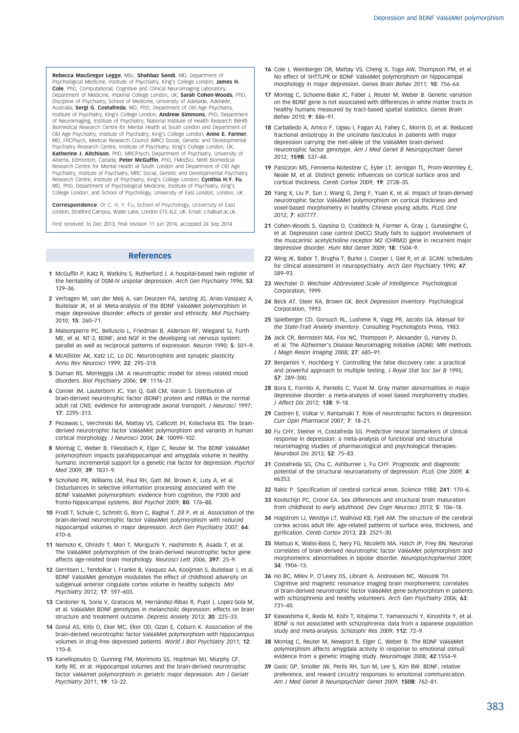**Rebecca MacGregor Legge**, MSc, **Shahbaz Sendi**, MD, Department of Psychological Medicine, Institute of Psychiatry, King's College London; **James H. Cole**, PhD, Computational, Cognitive and Clinical Neuroimaging Laboratory, Department of Medicine, Imperial College London, UK; **Sarah Cohen-Woods**, PhD, Discipline of Psychiatry, School of Medicine, University of Adelaide, Adelaide, Australia; **Sergi G. Costafreda**, MD, PhD, Department of Old Age Psychiatry, Institute of Psychiatry, King's College London; **Andrew Simmons**, PhD, Department of Neuroimaging, Institute of Psychiatry, National Institute of Health Research (NIHR) Biomedical Research Centre for Mental Health at South London and Department of Old Age Psychiatry, Institute of Psychiatry, King's College London; **Anne E. Farmer**, MD, FRCPsych, Medical Research Council (MRC) Social, Genetic and Developmental Psychiatry Research Centre, Institute of Psychiatry, King's College London, UK; **Katherine J. Aitchison**, PhD, MRCPsych, Department of Psychiatry, University of Alberta, Edmonton, Canada; **Peter McGuffin**, PhD, FMedSci, NIHR Biomedical Research Centre for Mental Health at South London and Department of Old Age Psychiatry, Institute of Psychiatry, MRC Social, Genetic and Developmental Psychiatry Research Centre, Institute of Psychiatry, King's College London; **Cynthia H.Y. Fu**, MD, PhD, Department of Psychological Medicine, Institute of Psychiatry, King's College London, and School of Psychology, University of East London, London, UK

**Correspondence**: Dr C. H. Y. Fu, School of Psychology, University of East London, Stratford Campus, Water Lane, London E15 4LZ, UK. Email: c.fu@uel.ac.uk.

First received 16 Dec 2013, final revision 11 Jun 2014, accepted 24 Sep 2014

## References

1. McGuffin P, Katz R, Watkins S, Rutherford J. A hospital-based twin register of the heritability of DSM-IV unipolar depression. *Arch Gen Psychiatry* 1996; **53**: 129–36.
2. Verhagen M, van der Meij A, van Deurzen PA, Janzing JG, Arias-Vasquez A, Buitelaar JK, et al. Meta-analysis of the BDNF Val66Met polymorphism in major depressive disorder: effects of gender and ethnicity. *Mol Psychiatry* 2010; **15**: 260–71.
3. Maisonpierre PC, Belluscio L, Friedman B, Alderson RF, Wiegand SJ, Furth ME, et al. NT-3, BDNF, and NGF in the developing rat nervous system: parallel as well as reciprocal patterns of expression. *Neuron* 1990; **5**: 501–9.
4. McAllister AK, Katz LC, Lo DC. Neurotrophins and synaptic plasticity. *Annu Rev Neurosci* 1999; **22**: 295–318.
5. Duman RS, Monteggia LM. A neurotrophic model for stress related mood disorders. *Biol Psychiatry* 2006; **59**: 1116–27.
6. Conner JM, Lauterborn JC, Yan Q, Gall CM, Varon S. Distribution of brain-derived neurotrophic factor (BDNF) protein and mRNA in the normal adult rat CNS: evidence for anterograde axonal transport. *J Neurosci* 1997; **17**: 2295–313.
7. Pezawas L, Verchinski BA, Mattay VS, Callicott JH, Kolachana BS. The brain-derived neurotrophic factor Val66Met polymorphism and variants in human cortical morphology. *J Neurosci* 2004; **24**: 10099–102.
8. Montag C, Weber B, Fliessbach K, Elger C, Reuter M. The BDNF Val66Met polymorphism impacts parahippocampal and amygdala volume in healthy humans: incremental support for a genetic risk factor for depression. *Psychol Med* 2009; **39**: 1831–9.
9. Schofield PR, Williams LM, Paul RH, Gatt JM, Brown K, Luty A, et al. Disturbances in selective information processing associated with the BDNF Val66Met polymorphism: evidence from cognition, the P300 and fronto-hippocampal systems. *Biol Psychol* 2009; **80**: 176–88.
10. Frodl T, Schule C, Schmitt G, Born C, Baghai T, Zill P, et al. Association of the brain-derived neurotrophic factor Val66Met polymorphism with reduced hippocampal volumes in major depression. *Arch Gen Psychiatry* 2007; **64**: 410–6.
11. Nemoto K, Ohnishi T, Mori T, Moriguchi Y, Hashimoto R, Asada T, et al. The Val66Met polymorphism of the brain-derived neurotrophic factor gene affects age-related brain morphology. *Neurosci Lett* 2006; **397**: 25–9.
12. Gerritsen L, Tendolkar I, Franke B, Vasquez AA, Kooijman S, Buitelaar J, et al. BDNF Val66Met genotype modulates the effect of childhood adversity on subgenual anterior cingulate cortex volume in healthy subjects. *Mol Psychiatry* 2012; **17**: 597–603.
13. Cardoner N, Soria V, Gratacos M, Hernández-Ribas R, Pujol J, Lopez-Sola M, et al. Val66Met BDNF genotypes in melancholic depression: effects on brain structure and treatment outcome. *Depress Anxiety* 2013; **30**: 225–33.
14. Gonul AS, Kitis O, Eker MC, Eker OD, Ozan E, Coburn K. Association of the brain-derived neurotrophic factor Val66Met polymorphism with hippocampus volumes in drug-free depressed patients. *World J Biol Psychiatry* 2011; **12**: 110–8.
15. Kanellopoulos D, Gunning FM, Morimoto SS, Hoptman MJ, Murphy CF, Kelly RE, et al. Hippocampal volumes and the brain-derived neurotrophic factor val66met polymorphism in geriatric major depression. *Am J Geriatr Psychiatry* 2011; **19**: 13–22.
16. Cole J, Weinberger DR, Mattay VS, Cheng X, Toga AW, Thompson PM, et al. No effect of 5HTTLPR or BDNF Val66Met polymorphism on hippocampal morphology in major depression. *Genes Brain Behav* 2011; **10**: 756–64.
17. Montag C, Schoene-Bake JC, Faber J, Reuter M, Weber B. Genetic variation on the BDNF gene is not associated with differences in white matter tracts in healthy humans measured by tract-based spatial statistics. *Genes Brain Behav* 2010; **9**: 886–91.
18. Carballedo A, Amico F, Ugwu I, Fagan AJ, Fahey C, Morris D, et al. Reduced fractional anisotropy in the uncinate fasciculus in patients with major depression carrying the met-allele of the Val66Met brain-derived neurotrophic factor genotype. *Am J Med Genet B Neuropsychiatr Genet* 2012; **159B**: 537–48.
19. Panizzon MS, Fennema-Notestine C, Eyler LT, Jernigan TL, Prom-Wormley E, Neale M, et al. Distinct genetic influences on cortical surface area and cortical thickness. *Cereb Cortex* 2009; **19**: 2728–35.
20. Yang X, Liu P, Sun J, Wang G, Zeng F, Yuan K, et al. Impact of brain-derived neurotrophic factor Val66Met polymorphism on cortical thickness and voxel-based morphometry in healthy Chinese young adults. *PLoS One* 2012; **7**: e37777.
21. Cohen-Woods S, Gaysina D, Craddock N, Farmer A, Gray J, Gunasinghe C, et al. Depression case control (DeCC) Study fails to support involvement of the muscarinic acetylcholine receptor M2 (CHRM2) gene in recurrent major depressive disorder. *Hum Mol Genet* 2009; **18**: 1504–9.
22. Wing JK, Babor T, Brugha T, Burke J, Cooper J, Giel R, et al. SCAN: schedules for clinical assessment in neuropsychiatry. *Arch Gen Psychiatry* 1990; **47**: 589–93.
23. Wechsler D. *Wechsler Abbreviated Scale of Intelligence*. Psychological Corporation, 1999.
24. Beck AT, Steer RA, Brown GK. *Beck Depression Inventory*. Psychological Corporation, 1993.
25. Spielberger CD, Gorsuch RL, Lushene R, Vagg PR, Jacobs GA. *Manual for the State-Trait Anxiety Inventory*. Consulting Psychologists Press, 1983.
26. Jack CR, Bernstein MA, Fox NC, Thompson P, Alexander G, Harvey D, et al. The Alzheimer's Disease Neuroimaging Initiative (ADNI): MRI methods. *J Magn Reson Imaging* 2008; **27**: 685–91.
27. Benjamini Y, Hochberg Y. Controlling the false discovery rate: a practical and powerful approach to multiple testing. *J Royal Stat Soc Ser B* 1995; **57**: 289–300.
28. Bora E, Fornito A, Pantelis C, Yucel M. Gray matter abnormalities in major depressive disorder: a meta-analysis of voxel based morphometry studies. *J Affect Dis* 2012; **138**: 9–18.
29. Castren E, Voikar V, Rantamaki T. Role of neurotrophic factors in depression. *Curr Opin Pharmacol* 2007; **7**: 18–21.
30. Fu CHY, Steiner H, Costafreda SG. Predictive neural biomarkers of clinical response in depression: a meta-analysis of functional and structural neuroimaging studies of pharmacological and psychological therapies. *Neurobiol Dis* 2013; **52**: 75–83.
31. Costafreda SG, Chu C, Ashburner J, Fu CHY. Prognostic and diagnostic potential of the structural neuroanatomy of depression. *PLoS One* 2009; **4**: e6353.
32. Rakic P. Specification of cerebral cortical areas. *Science* 1988; **241**: 170–6.
33. Koolschijn PC, Crone EA. Sex differences and structural brain maturation from childhood to early adulthood. *Dev Cogn Neurosci* 2013; **5**: 106–18.
34. Hogstrom LJ, Westlye LT, Walhovd KB, Fjell AM. The structure of the cerebral cortex across adult life: age-related patterns of surface area, thickness, and gyrification. *Cereb Cortex* 2013; **23**: 2521–30.
35. Matsuo K, Walss-Bass C, Nery FG, Nicoletti MA, Hatch JP, Frey BN. Neuronal correlates of brain-derived neurotrophic factor Val66Met polymorphism and morphometric abnormalities in bipolar disorder. *Neuropsychopharmol* 2009; **34**: 1904–13.
36. Ho BC, Milev P, O'Leary DS, Librant A, Andreasen NC, Wassink TH. Cognitive and magnetic resonance imaging brain morphometric correlates of brain-derived neurotrophic factor Val66Met gene polymorphism in patients with schizophrenia and healthy volunteers. *Arch Gen Psychiatry* 2006; **63**: 731–40.
37. Kawashima K, Ikeda M, Kishi T, Kitajima T, Yamanouchi Y, Kinoshita Y, et al. BDNF is not associated with schizophrenia: data from a Japanese population study and meta-analysis. *Schizophr Res* 2009; **112**: 72–9.
38. Montag C, Reuter M, Newport B, Elger C, Weber B. The BDNF Val66Met polymorphism affects amygdala activity in response to emotional stimuli: evidence from a genetic imaging study. *Neuroimage* 2008; **42**:1554–9.
39. Gasic GP, Smoller JW, Perlis RH, Sun M, Lee S, Kim BW. BDNF, relative preference, and reward circuitry responses to emotional communication. *Am J Med Genet B Neuropsychiatr Genet* 2009; **150B**: 762–81.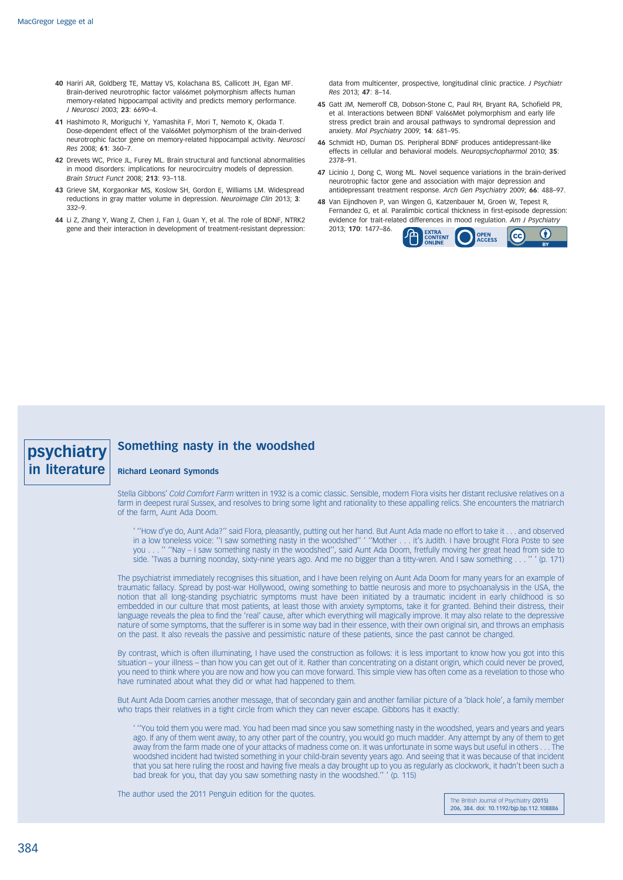40 Hariri AR, Goldberg TE, Mattay VS, Kolachana BS, Callicott JH, Egan MF. Brain-derived neurotrophic factor val66met polymorphism affects human memory-related hippocampal activity and predicts memory performance. *J Neurosci* 2003; **23**: 6690–4.

41 Hashimoto R, Moriguchi Y, Yamashita F, Mori T, Nemoto K, Okada T. Dose-dependent effect of the Val66Met polymorphism of the brain-derived neurotrophic factor gene on memory-related hippocampal activity. *Neurosci Res* 2008; **61**: 360–7.

42 Drevets WC, Price JL, Furey ML. Brain structural and functional abnormalities in mood disorders: implications for neurocircuitry models of depression. *Brain Struct Funct* 2008; **213**: 93–118.

43 Grieve SM, Korgaonkar MS, Koslow SH, Gordon E, Williams LM. Widespread reductions in gray matter volume in depression. *Neuroimage Clin* 2013; **3**: 332–9.

44 Li Z, Zhang Y, Wang Z, Chen J, Fan J, Guan Y, et al. The role of BDNF, NTRK2 gene and their interaction in development of treatment-resistant depression: data from multicenter, prospective, longitudinal clinic practice. *J Psychiatr Res* 2013; **47**: 8–14.

45 Gatt JM, Nemeroff CB, Dobson-Stone C, Paul RH, Bryant RA, Schofield PR, et al. Interactions between BDNF Val66Met polymorphism and early life stress predict brain and arousal pathways to syndromal depression and anxiety. *Mol Psychiatry* 2009; **14**: 681–95.

46 Schmidt HD, Duman DS. Peripheral BDNF produces antidepressant-like effects in cellular and behavioral models. *Neuropsychopharmol* 2010; **35**: 2378–91.

47 Licinio J, Dong C, Wong ML. Novel sequence variations in the brain-derived neurotrophic factor gene and association with major depression and antidepressant treatment response. *Arch Gen Psychiatry* 2009; **66**: 488–97.

48 Van Eijndhoven P, van Wingen G, Katzenbauer M, Groen W, Tepest R, Fernandez G, et al. Paralimbic cortical thickness in first-episode depression: evidence for trait-related differences in mood regulation. *Am J Psychiatry* 2013; **170**: 1477–86.

EXTRA CONTENT ONLINE | OPEN ACCESS | CC BY

**psychiatry in literature**

## Something nasty in the woodshed

**Richard Leonard Symonds**

Stella Gibbons' *Cold Comfort Farm* written in 1932 is a comic classic. Sensible, modern Flora visits her distant reclusive relatives on a farm in deepest rural Sussex, and resolves to bring some light and rationality to these appalling relics. She encounters the matriarch of the farm, Aunt Ada Doom.

> ' ''How d'ye do, Aunt Ada?'' said Flora, pleasantly, putting out her hand. But Aunt Ada made no effort to take it . . . and observed in a low toneless voice: ''I saw something nasty in the woodshed'' ' ''Mother . . . it's Judith. I have brought Flora Poste to see you . . . '' ''Nay – I saw something nasty in the woodshed'', said Aunt Ada Doom, fretfully moving her great head from side to side. 'Twas a burning noonday, sixty-nine years ago. And me no bigger than a titty-wren. And I saw something . . . '' ' (p. 171)

The psychiatrist immediately recognises this situation, and I have been relying on Aunt Ada Doom for many years for an example of traumatic fallacy. Spread by post-war Hollywood, owing something to battle neurosis and more to psychoanalysis in the USA, the notion that all long-standing psychiatric symptoms must have been initiated by a traumatic incident in early childhood is so embedded in our culture that most patients, at least those with anxiety symptoms, take it for granted. Behind their distress, their language reveals the plea to find the 'real' cause, after which everything will magically improve. It may also relate to the depressive nature of some symptoms, that the sufferer is in some way bad in their essence, with their own original sin, and throws an emphasis on the past. It also reveals the passive and pessimistic nature of these patients, since the past cannot be changed.

By contrast, which is often illuminating, I have used the construction as follows: it is less important to know how you got into this situation – your illness – than how you can get out of it. Rather than concentrating on a distant origin, which could never be proved, you need to think where you are now and how you can move forward. This simple view has often come as a revelation to those who have ruminated about what they did or what had happened to them.

But Aunt Ada Doom carries another message, that of secondary gain and another familiar picture of a 'black hole', a family member who traps their relatives in a tight circle from which they can never escape. Gibbons has it exactly:

> ' ''You told them you were mad. You had been mad since you saw something nasty in the woodshed, years and years and years ago. If any of them went away, to any other part of the country, you would go much madder. Any attempt by any of them to get away from the farm made one of your attacks of madness come on. It was unfortunate in some ways but useful in others . . . The woodshed incident had twisted something in your child-brain seventy years ago. And seeing that it was because of that incident that you sat here ruling the roost and having five meals a day brought up to you as regularly as clockwork, it hadn't been such a bad break for you, that day you saw something nasty in the woodshed.'' ' (p. 115)

The author used the 2011 Penguin edition for the quotes.

The British Journal of Psychiatry (2015) 206, 384. doi: 10.1192/bjp.bp.112.108886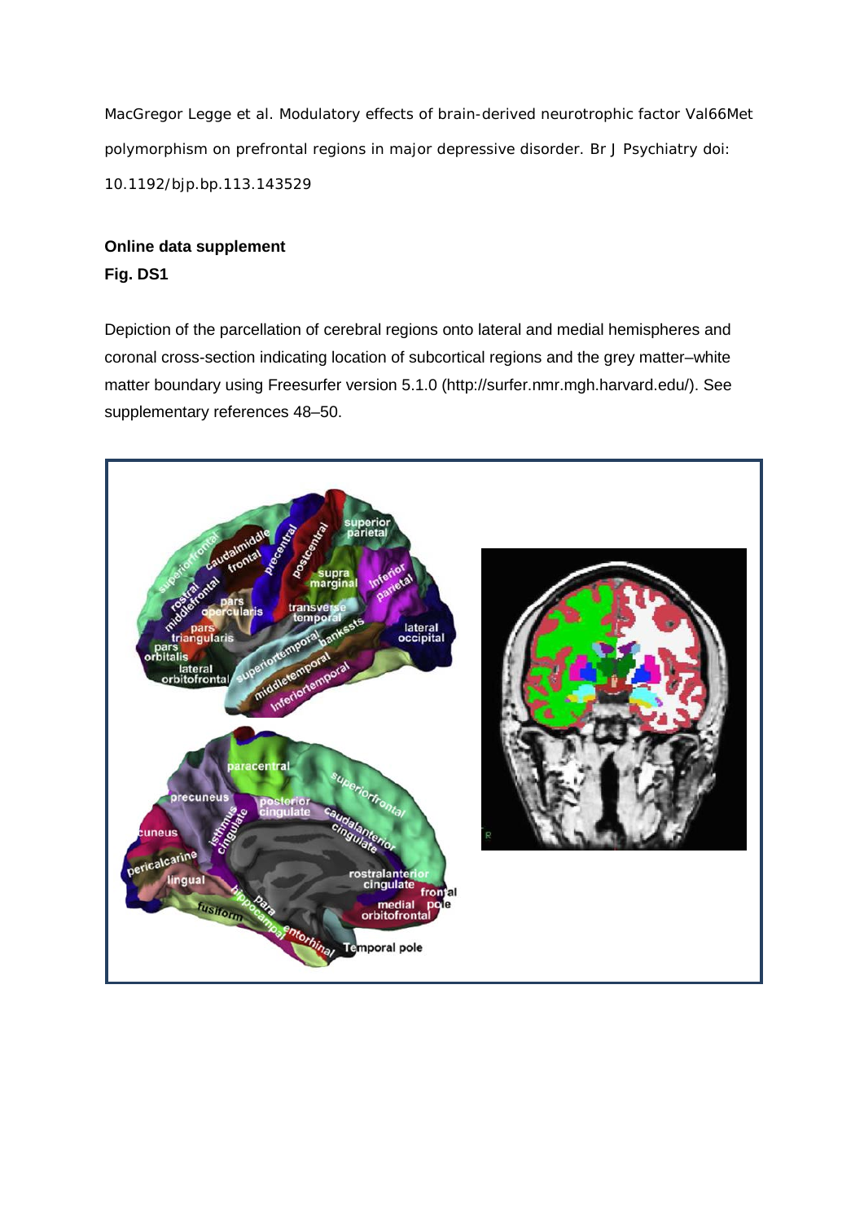MacGregor Legge et al. Modulatory effects of brain-derived neurotrophic factor Val66Met polymorphism on prefrontal regions in major depressive disorder. Br J Psychiatry doi: 10.1192/bjp.bp.113.143529

**Online data supplement**

**Fig. DS1**

Depiction of the parcellation of cerebral regions onto lateral and medial hemispheres and coronal cross-section indicating location of subcortical regions and the grey matter–white matter boundary using Freesurfer version 5.1.0 (http://surfer.nmr.mgh.harvard.edu/). See supplementary references 48–50.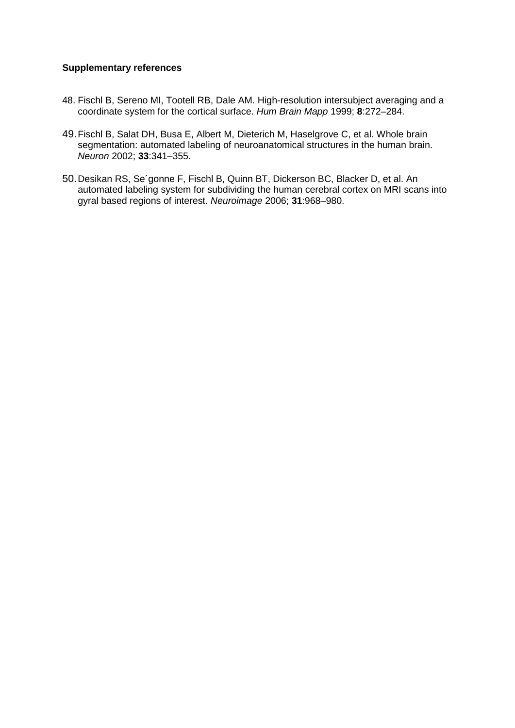**Supplementary references**

48. Fischl B, Sereno MI, Tootell RB, Dale AM. High-resolution intersubject averaging and a coordinate system for the cortical surface. *Hum Brain Mapp* 1999; **8**:272–284.
49. Fischl B, Salat DH, Busa E, Albert M, Dieterich M, Haselgrove C, et al. Whole brain segmentation: automated labeling of neuroanatomical structures in the human brain. *Neuron* 2002; **33**:341–355.
50. Desikan RS, Se´gonne F, Fischl B, Quinn BT, Dickerson BC, Blacker D, et al. An automated labeling system for subdividing the human cerebral cortex on MRI scans into gyral based regions of interest. *Neuroimage* 2006; **31**:968–980.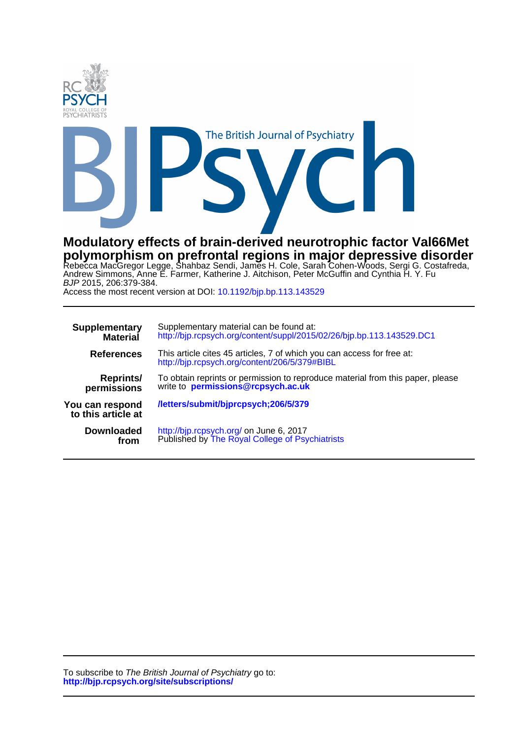# Modulatory effects of brain-derived neurotrophic factor Val66Met polymorphism on prefrontal regions in major depressive disorder

Rebecca MacGregor Legge, Shahbaz Sendi, James H. Cole, Sarah Cohen-Woods, Sergi G. Costafreda, Andrew Simmons, Anne E. Farmer, Katherine J. Aitchison, Peter McGuffin and Cynthia H. Y. Fu

*BJP* 2015, 206:379-384.

Access the most recent version at DOI: 10.1192/bjp.bp.113.143529

| | |
|---|---|
| **Supplementary Material** | Supplementary material can be found at: http://bjp.rcpsych.org/content/suppl/2015/02/26/bjp.bp.113.143529.DC1 |
| **References** | This article cites 45 articles, 7 of which you can access for free at: http://bjp.rcpsych.org/content/206/5/379#BIBL |
| **Reprints/ permissions** | To obtain reprints or permission to reproduce material from this paper, please write to **permissions@rcpsych.ac.uk** |
| **You can respond to this article at** | **/letters/submit/bjprcpsych;206/5/379** |
| **Downloaded from** | http://bjp.rcpsych.org/ on June 6, 2017 Published by The Royal College of Psychiatrists |

To subscribe to *The British Journal of Psychiatry* go to:
**http://bjp.rcpsych.org/site/subscriptions/**